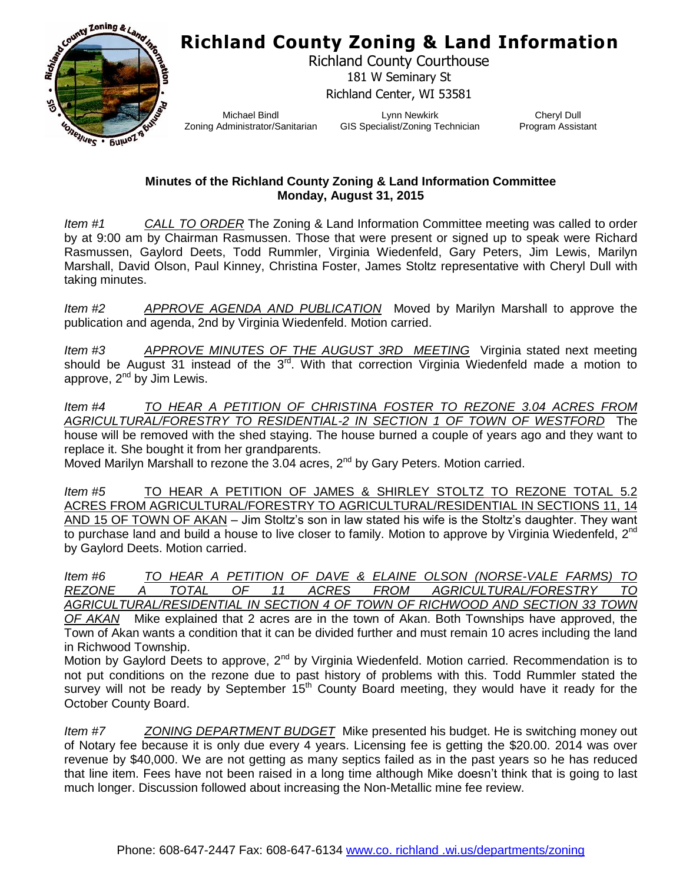# Richland County Zoning & Land Information

Richland County Courthouse
181 W Seminary St
Richland Center, WI 53581

Michael Bindl
Zoning Administrator/Sanitarian

Lynn Newkirk
GIS Specialist/Zoning Technician

Cheryl Dull
Program Assistant

**Minutes of the Richland County Zoning & Land Information Committee**
**Monday, August 31, 2015**

*Item #1* *CALL TO ORDER* The Zoning & Land Information Committee meeting was called to order by at 9:00 am by Chairman Rasmussen. Those that were present or signed up to speak were Richard Rasmussen, Gaylord Deets, Todd Rummler, Virginia Wiedenfeld, Gary Peters, Jim Lewis, Marilyn Marshall, David Olson, Paul Kinney, Christina Foster, James Stoltz representative with Cheryl Dull with taking minutes.

*Item #2* *APPROVE AGENDA AND PUBLICATION* Moved by Marilyn Marshall to approve the publication and agenda, 2nd by Virginia Wiedenfeld. Motion carried.

*Item #3* *APPROVE MINUTES OF THE AUGUST 3RD MEETING* Virginia stated next meeting should be August 31 instead of the 3rd. With that correction Virginia Wiedenfeld made a motion to approve, 2nd by Jim Lewis.

*Item #4* *TO HEAR A PETITION OF CHRISTINA FOSTER TO REZONE 3.04 ACRES FROM AGRICULTURAL/FORESTRY TO RESIDENTIAL-2 IN SECTION 1 OF TOWN OF WESTFORD* The house will be removed with the shed staying. The house burned a couple of years ago and they want to replace it. She bought it from her grandparents.
Moved Marilyn Marshall to rezone the 3.04 acres, 2nd by Gary Peters. Motion carried.

*Item #5* TO HEAR A PETITION OF JAMES & SHIRLEY STOLTZ TO REZONE TOTAL 5.2 ACRES FROM AGRICULTURAL/FORESTRY TO AGRICULTURAL/RESIDENTIAL IN SECTIONS 11, 14 AND 15 OF TOWN OF AKAN – Jim Stoltz's son in law stated his wife is the Stoltz's daughter. They want to purchase land and build a house to live closer to family. Motion to approve by Virginia Wiedenfeld, 2nd by Gaylord Deets. Motion carried.

*Item #6* *TO HEAR A PETITION OF DAVE & ELAINE OLSON (NORSE-VALE FARMS) TO REZONE A TOTAL OF 11 ACRES FROM AGRICULTURAL/FORESTRY TO AGRICULTURAL/RESIDENTIAL IN SECTION 4 OF TOWN OF RICHWOOD AND SECTION 33 TOWN OF AKAN* Mike explained that 2 acres are in the town of Akan. Both Townships have approved, the Town of Akan wants a condition that it can be divided further and must remain 10 acres including the land in Richwood Township.
Motion by Gaylord Deets to approve, 2nd by Virginia Wiedenfeld. Motion carried. Recommendation is to not put conditions on the rezone due to past history of problems with this. Todd Rummler stated the survey will not be ready by September 15th County Board meeting, they would have it ready for the October County Board.

*Item #7* *ZONING DEPARTMENT BUDGET* Mike presented his budget. He is switching money out of Notary fee because it is only due every 4 years. Licensing fee is getting the $20.00. 2014 was over revenue by $40,000. We are not getting as many septics failed as in the past years so he has reduced that line item. Fees have not been raised in a long time although Mike doesn't think that is going to last much longer. Discussion followed about increasing the Non-Metallic mine fee review.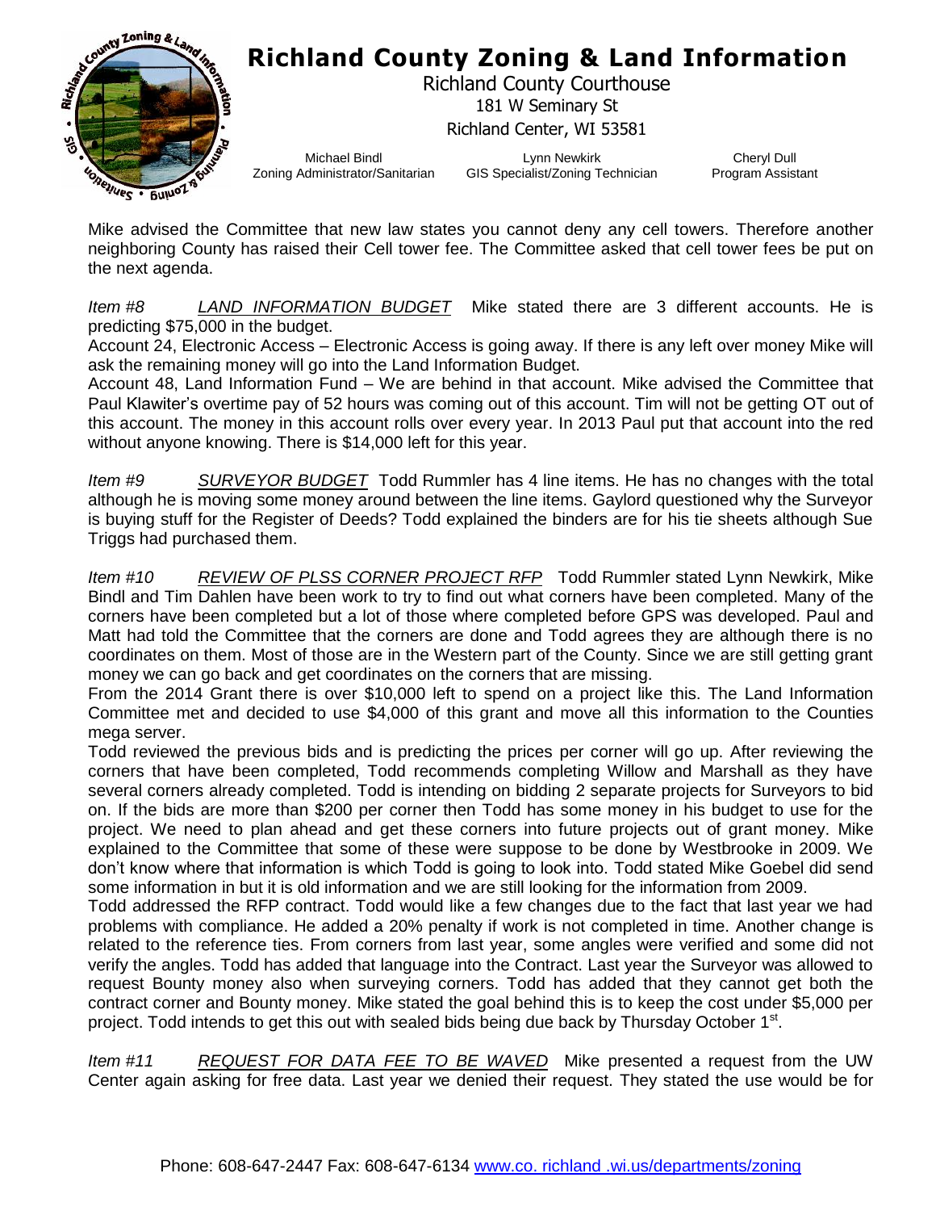Mike advised the Committee that new law states you cannot deny any cell towers. Therefore another neighboring County has raised their Cell tower fee. The Committee asked that cell tower fees be put on the next agenda.

*Item #8* *LAND INFORMATION BUDGET* Mike stated there are 3 different accounts. He is predicting $75,000 in the budget.
Account 24, Electronic Access – Electronic Access is going away. If there is any left over money Mike will ask the remaining money will go into the Land Information Budget.
Account 48, Land Information Fund – We are behind in that account. Mike advised the Committee that Paul Klawiter's overtime pay of 52 hours was coming out of this account. Tim will not be getting OT out of this account. The money in this account rolls over every year. In 2013 Paul put that account into the red without anyone knowing. There is $14,000 left for this year.

*Item #9* *SURVEYOR BUDGET* Todd Rummler has 4 line items. He has no changes with the total although he is moving some money around between the line items. Gaylord questioned why the Surveyor is buying stuff for the Register of Deeds? Todd explained the binders are for his tie sheets although Sue Triggs had purchased them.

*Item #10* *REVIEW OF PLSS CORNER PROJECT RFP* Todd Rummler stated Lynn Newkirk, Mike Bindl and Tim Dahlen have been work to try to find out what corners have been completed. Many of the corners have been completed but a lot of those where completed before GPS was developed. Paul and Matt had told the Committee that the corners are done and Todd agrees they are although there is no coordinates on them. Most of those are in the Western part of the County. Since we are still getting grant money we can go back and get coordinates on the corners that are missing.
From the 2014 Grant there is over $10,000 left to spend on a project like this. The Land Information Committee met and decided to use $4,000 of this grant and move all this information to the Counties mega server.
Todd reviewed the previous bids and is predicting the prices per corner will go up. After reviewing the corners that have been completed, Todd recommends completing Willow and Marshall as they have several corners already completed. Todd is intending on bidding 2 separate projects for Surveyors to bid on. If the bids are more than $200 per corner then Todd has some money in his budget to use for the project. We need to plan ahead and get these corners into future projects out of grant money. Mike explained to the Committee that some of these were suppose to be done by Westbrooke in 2009. We don't know where that information is which Todd is going to look into. Todd stated Mike Goebel did send some information in but it is old information and we are still looking for the information from 2009.
Todd addressed the RFP contract. Todd would like a few changes due to the fact that last year we had problems with compliance. He added a 20% penalty if work is not completed in time. Another change is related to the reference ties. From corners from last year, some angles were verified and some did not verify the angles. Todd has added that language into the Contract. Last year the Surveyor was allowed to request Bounty money also when surveying corners. Todd has added that they cannot get both the contract corner and Bounty money. Mike stated the goal behind this is to keep the cost under $5,000 per project. Todd intends to get this out with sealed bids being due back by Thursday October 1st.

*Item #11* *REQUEST FOR DATA FEE TO BE WAVED* Mike presented a request from the UW Center again asking for free data. Last year we denied their request. They stated the use would be for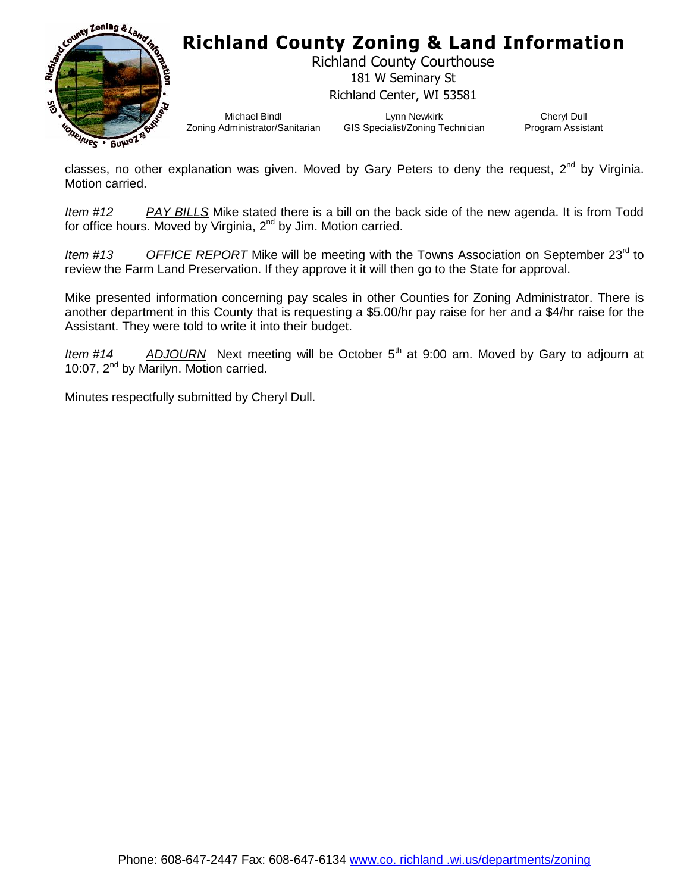classes, no other explanation was given. Moved by Gary Peters to deny the request, 2nd by Virginia. Motion carried.

*Item #12* *PAY BILLS* Mike stated there is a bill on the back side of the new agenda. It is from Todd for office hours. Moved by Virginia, 2nd by Jim. Motion carried.

*Item #13* *OFFICE REPORT* Mike will be meeting with the Towns Association on September 23rd to review the Farm Land Preservation. If they approve it it will then go to the State for approval.

Mike presented information concerning pay scales in other Counties for Zoning Administrator. There is another department in this County that is requesting a $5.00/hr pay raise for her and a $4/hr raise for the Assistant. They were told to write it into their budget.

*Item #14* *ADJOURN* Next meeting will be October 5th at 9:00 am. Moved by Gary to adjourn at 10:07, 2nd by Marilyn. Motion carried.

Minutes respectfully submitted by Cheryl Dull.